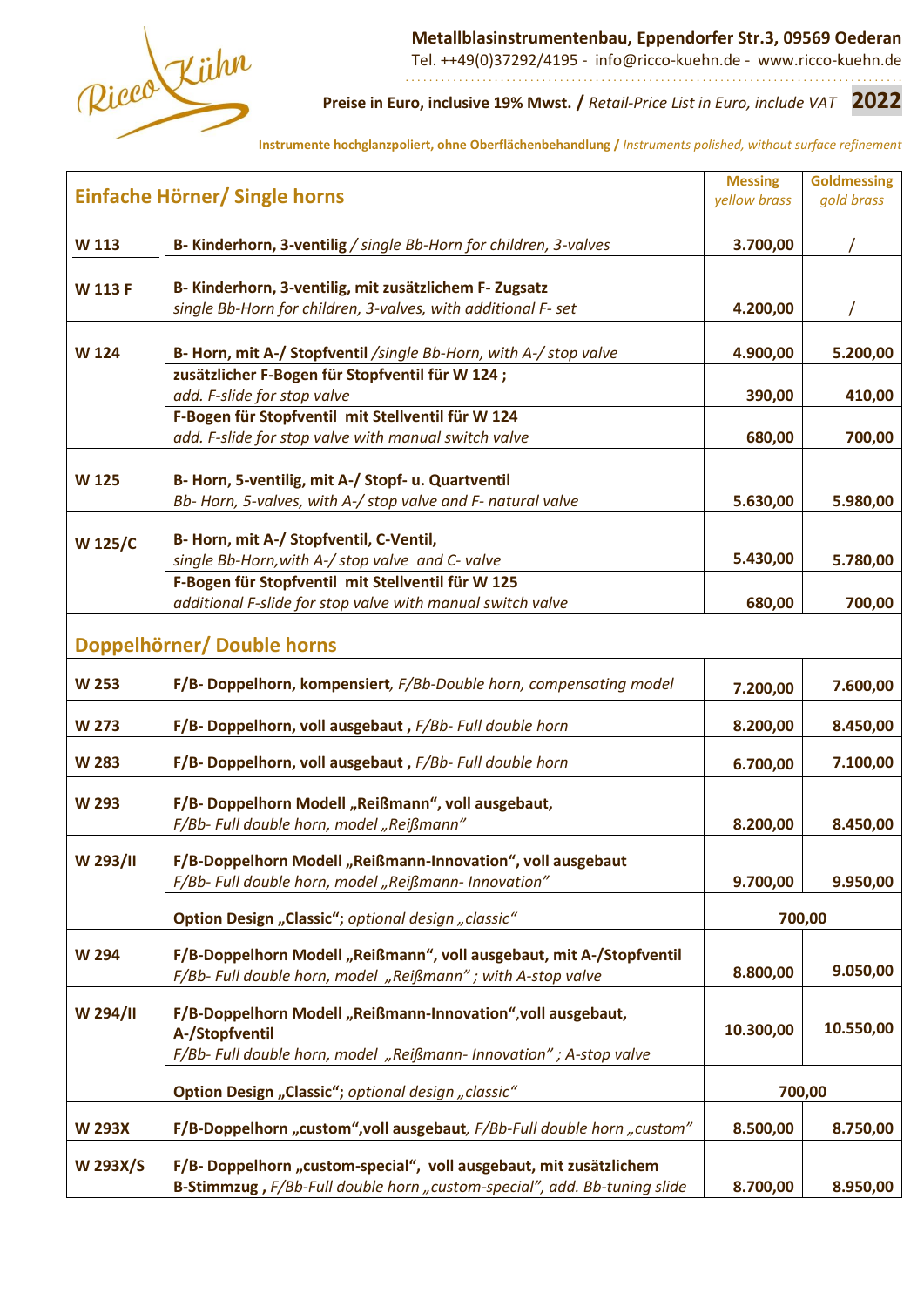Ricco Kühn

**Metallblasinstrumentenbau, Eppendorfer Str.3, 09569 Oederan**

Tel. ++49(0)37292/4195 - info@ricco-kuehn.de - www.ricco-kuehn.de

**Preise in Euro, inclusive 19% Mwst. /** *Retail-Price List in Euro, include VAT* **2022**

**Instrumente hochglanzpoliert, ohne Oberflächenbehandlung /** *Instruments polished, without surface refinement*

| **Einfache Hörner/ Single horns** | | **Messing** *yellow brass* | **Goldmessing** *gold brass* |
|---|---|---|---|
| **W 113** | **B- Kinderhorn, 3-ventilig** */ single Bb-Horn for children, 3-valves* | **3.700,00** | / |
| **W 113 F** | **B- Kinderhorn, 3-ventilig, mit zusätzlichem F- Zugsatz** *single Bb-Horn for children, 3-valves, with additional F- set* | **4.200,00** | / |
| **W 124** | **B- Horn, mit A-/ Stopfventil** */single Bb-Horn, with A-/ stop valve* | **4.900,00** | **5.200,00** |
| | **zusätzlicher F-Bogen für Stopfventil für W 124 ;** *add. F-slide for stop valve* | **390,00** | **410,00** |
| | **F-Bogen für Stopfventil mit Stellventil für W 124** *add. F-slide for stop valve with manual switch valve* | **680,00** | **700,00** |
| **W 125** | **B- Horn, 5-ventilig, mit A-/ Stopf- u. Quartventil** *Bb- Horn, 5-valves, with A-/ stop valve and F- natural valve* | **5.630,00** | **5.980,00** |
| **W 125/C** | **B- Horn, mit A-/ Stopfventil, C-Ventil,** *single Bb-Horn,with A-/ stop valve and C- valve* | **5.430,00** | **5.780,00** |
| | **F-Bogen für Stopfventil mit Stellventil für W 125** *additional F-slide for stop valve with manual switch valve* | **680,00** | **700,00** |
| **Doppelhörner/ Double horns** | | | |
| **W 253** | **F/B- Doppelhorn, kompensiert***, F/Bb-Double horn, compensating model* | **7.200,00** | **7.600,00** |
| **W 273** | **F/B- Doppelhorn, voll ausgebaut ,** *F/Bb- Full double horn* | **8.200,00** | **8.450,00** |
| **W 283** | **F/B- Doppelhorn, voll ausgebaut ,** *F/Bb- Full double horn* | **6.700,00** | **7.100,00** |
| **W 293** | **F/B- Doppelhorn Modell „Reißmann", voll ausgebaut,** *F/Bb- Full double horn, model „Reißmann"* | **8.200,00** | **8.450,00** |
| **W 293/II** | **F/B-Doppelhorn Modell „Reißmann-Innovation", voll ausgebaut** *F/Bb- Full double horn, model „Reißmann- Innovation"* | **9.700,00** | **9.950,00** |
| | **Option Design „Classic";** *optional design „classic"* | **700,00** | |
| **W 294** | **F/B-Doppelhorn Modell „Reißmann", voll ausgebaut, mit A-/Stopfventil** *F/Bb- Full double horn, model „Reißmann" ; with A-stop valve* | **8.800,00** | **9.050,00** |
| **W 294/II** | **F/B-Doppelhorn Modell „Reißmann-Innovation",voll ausgebaut, A-/Stopfventil** *F/Bb- Full double horn, model „Reißmann- Innovation" ; A-stop valve* | **10.300,00** | **10.550,00** |
| | **Option Design „Classic";** *optional design „classic"* | **700,00** | |
| **W 293X** | **F/B-Doppelhorn „custom",voll ausgebaut***, F/Bb-Full double horn „custom"* | **8.500,00** | **8.750,00** |
| **W 293X/S** | **F/B- Doppelhorn „custom-special", voll ausgebaut, mit zusätzlichem B-Stimmzug ,** *F/Bb-Full double horn „custom-special", add. Bb-tuning slide* | **8.700,00** | **8.950,00** |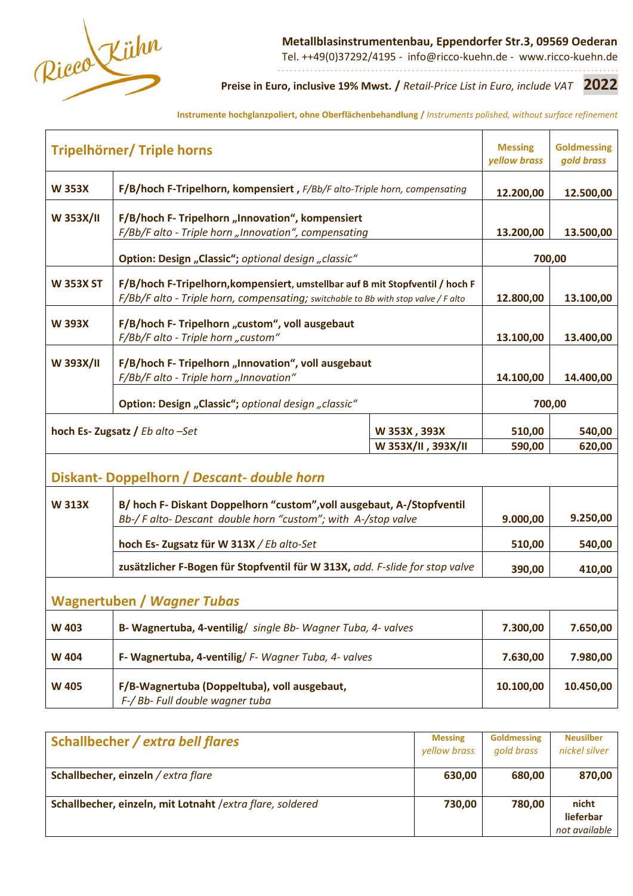Ricco Kühn

**Metallblasinstrumentenbau, Eppendorfer Str.3, 09569 Oederan**
Tel. ++49(0)37292/4195 - info@ricco-kuehn.de - www.ricco-kuehn.de

**Preise in Euro, inclusive 19% Mwst. /** *Retail-Price List in Euro, include VAT* **2022**

**Instrumente hochglanzpoliert, ohne Oberflächenbehandlung /** *Instruments polished, without surface refinement*

| **Tripelhörner/ Triple horns** | | **Messing** *yellow brass* | **Goldmessing** *gold brass* |
|---|---|---|---|
| **W 353X** | **F/B/hoch F-Tripelhorn, kompensiert ,** *F/Bb/F alto-Triple horn, compensating* | **12.200,00** | **12.500,00** |
| **W 353X/II** | **F/B/hoch F- Tripelhorn „Innovation", kompensiert** *F/Bb/F alto - Triple horn „Innovation", compensating* | **13.200,00** | **13.500,00** |
| | **Option: Design „Classic";** *optional design „classic"* | **700,00** | |
| **W 353X ST** | **F/B/hoch F-Tripelhorn,kompensiert, umstellbar auf B mit Stopfventil / hoch F** *F/Bb/F alto - Triple horn, compensating; switchable to Bb with stop valve / F alto* | **12.800,00** | **13.100,00** |
| **W 393X** | **F/B/hoch F- Tripelhorn „custom", voll ausgebaut** *F/Bb/F alto - Triple horn „custom"* | **13.100,00** | **13.400,00** |
| **W 393X/II** | **F/B/hoch F- Tripelhorn „Innovation", voll ausgebaut** *F/Bb/F alto - Triple horn „Innovation"* | **14.100,00** | **14.400,00** |
| | **Option: Design „Classic";** *optional design „classic"* | **700,00** | |
| **hoch Es- Zugsatz /** *Eb alto –Set* | **W 353X , 393X** | **510,00** | **540,00** |
| | **W 353X/II , 393X/II** | **590,00** | **620,00** |

| **Diskant- Doppelhorn /** ***Descant- double horn*** | | | |
|---|---|---|---|
| **W 313X** | **B/ hoch F- Diskant Doppelhorn "custom",voll ausgebaut, A-/Stopfventil** *Bb-/ F alto- Descant double horn "custom"; with A-/stop valve* | **9.000,00** | **9.250,00** |
| | **hoch Es- Zugsatz für W 313X** */ Eb alto-Set* | **510,00** | **540,00** |
| | **zusätzlicher F-Bogen für Stopfventil für W 313X,** *add. F-slide for stop valve* | **390,00** | **410,00** |

| **Wagnertuben /** ***Wagner Tubas*** | | | |
|---|---|---|---|
| **W 403** | **B- Wagnertuba, 4-ventilig**/ *single Bb- Wagner Tuba, 4- valves* | **7.300,00** | **7.650,00** |
| **W 404** | **F- Wagnertuba, 4-ventilig**/ *F- Wagner Tuba, 4- valves* | **7.630,00** | **7.980,00** |
| **W 405** | **F/B-Wagnertuba (Doppeltuba), voll ausgebaut,** *F-/ Bb- Full double wagner tuba* | **10.100,00** | **10.450,00** |

| **Schallbecher /** ***extra bell flares*** | **Messing** *yellow brass* | **Goldmessing** *gold brass* | **Neusilber** *nickel silver* |
|---|---|---|---|
| **Schallbecher, einzeln** */ extra flare* | **630,00** | **780,00** → | |

Ricco Kühn

**Metallblasinstrumentenbau, Eppendorfer Str.3, 09569 Oederan**
Tel. ++49(0)37292/4195 - info@ricco-kuehn.de - www.ricco-kuehn.de

**Preise in Euro, inclusive 19% Mwst. /** *Retail-Price List in Euro, include VAT* **2022**

**Instrumente hochglanzpoliert, ohne Oberflächenbehandlung /** *Instruments polished, without surface refinement*

| **Tripelhörner/ Triple horns** | | **Messing** *yellow brass* | **Goldmessing** *gold brass* |
|---|---|---|---|
| **W 353X** | **F/B/hoch F-Tripelhorn, kompensiert ,** *F/Bb/F alto-Triple horn, compensating* | **12.200,00** | **12.500,00** |
| **W 353X/II** | **F/B/hoch F- Tripelhorn „Innovation", kompensiert** *F/Bb/F alto - Triple horn „Innovation", compensating* | **13.200,00** | **13.500,00** |
| | **Option: Design „Classic";** *optional design „classic"* | **700,00** | |
| **W 353X ST** | **F/B/hoch F-Tripelhorn,kompensiert, umstellbar auf B mit Stopfventil / hoch F** *F/Bb/F alto - Triple horn, compensating; switchable to Bb with stop valve / F alto* | **12.800,00** | **13.100,00** |
| **W 393X** | **F/B/hoch F- Tripelhorn „custom", voll ausgebaut** *F/Bb/F alto - Triple horn „custom"* | **13.100,00** | **13.400,00** |
| **W 393X/II** | **F/B/hoch F- Tripelhorn „Innovation", voll ausgebaut** *F/Bb/F alto - Triple horn „Innovation"* | **14.100,00** | **14.400,00** |
| | **Option: Design „Classic";** *optional design „classic"* | **700,00** | |
| **hoch Es- Zugsatz /** *Eb alto –Set* | **W 353X , 393X** | **510,00** | **540,00** |
| | **W 353X/II , 393X/II** | **590,00** | **620,00** |

| **Diskant- Doppelhorn /** ***Descant- double horn*** | | | |
|---|---|---|---|
| **W 313X** | **B/ hoch F- Diskant Doppelhorn "custom",voll ausgebaut, A-/Stopfventil** *Bb-/ F alto- Descant double horn "custom"; with A-/stop valve* | **9.000,00** | **9.250,00** |
| | **hoch Es- Zugsatz für W 313X** */ Eb alto-Set* | **510,00** | **540,00** |
| | **zusätzlicher F-Bogen für Stopfventil für W 313X,** *add. F-slide for stop valve* | **390,00** | **410,00** |

| **Wagnertuben /** ***Wagner Tubas*** | | | |
|---|---|---|---|
| **W 403** | **B- Wagnertuba, 4-ventilig**/ *single Bb- Wagner Tuba, 4- valves* | **7.300,00** | **7.650,00** |
| **W 404** | **F- Wagnertuba, 4-ventilig**/ *F- Wagner Tuba, 4- valves* | **7.630,00** | **7.980,00** |
| **W 405** | **F/B-Wagnertuba (Doppeltuba), voll ausgebaut,** *F-/ Bb- Full double wagner tuba* | **10.100,00** | **10.450,00** |

| **Schallbecher /** ***extra bell flares*** | **Messing** *yellow brass* | **Goldmessing** *gold brass* | **Neusilber** *nickel silver* |
|---|---|---|---|
| **Schallbecher, einzeln** */ extra flare* | **630,00** | **680,00** | **870,00** |
| **Schallbecher, einzeln, mit Lotnaht** */extra flare, soldered* | **730,00** | **780,00** | **nicht lieferbar** *not available* |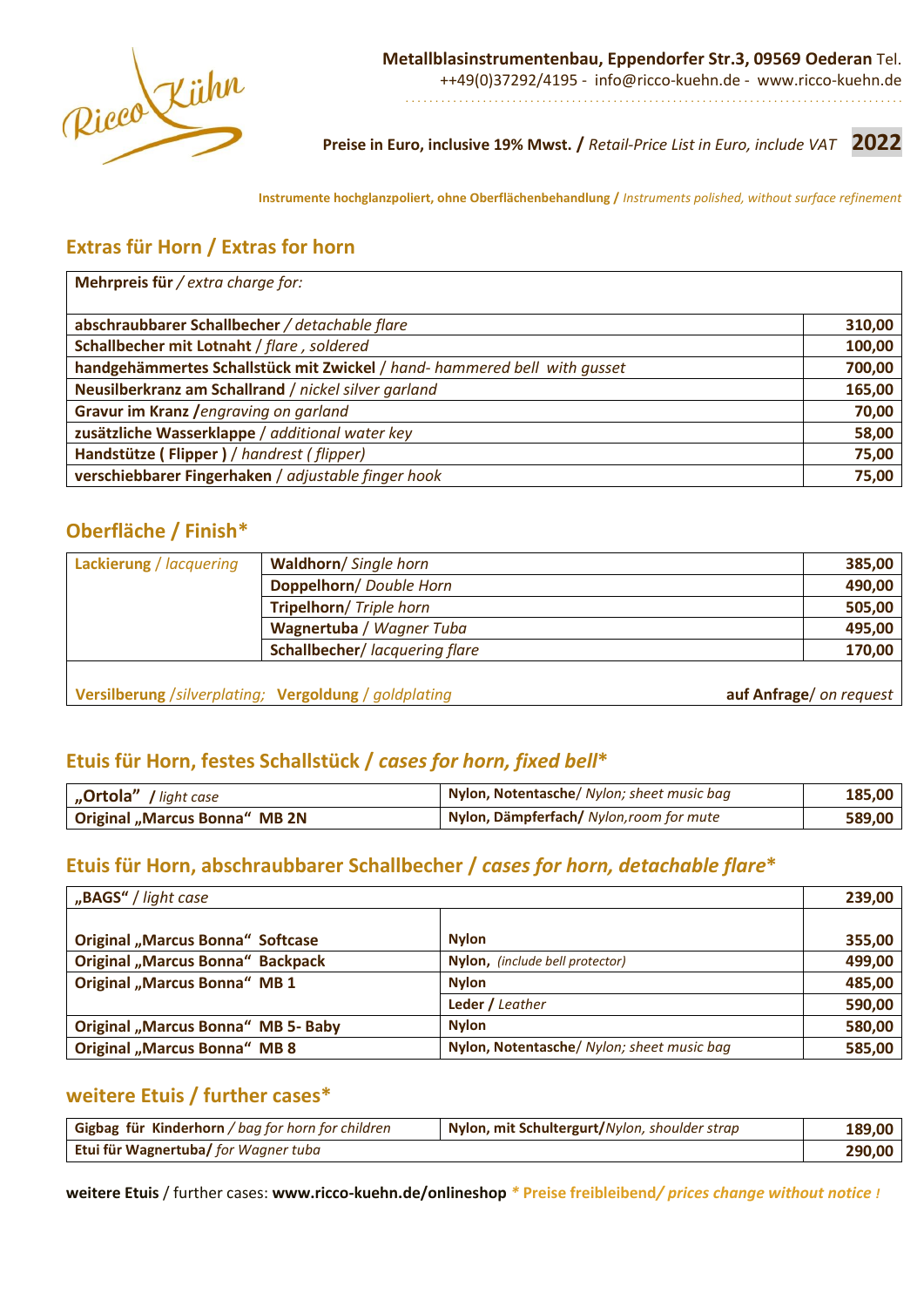**Metallblasinstrumentenbau, Eppendorfer Str.3, 09569 Oederan** Tel. ++49(0)37292/4195 - info@ricco-kuehn.de - www.ricco-kuehn.de

**Preise in Euro, inclusive 19% Mwst. /** *Retail-Price List in Euro, include VAT* **2022**

**Instrumente hochglanzpoliert, ohne Oberflächenbehandlung /** *Instruments polished, without surface refinement*

## Extras für Horn / Extras for horn

| **Mehrpreis für** */ extra charge for:* | |
|---|---|
| **abschraubbarer Schallbecher** */ detachable flare* | **310,00** |
| **Schallbecher mit Lotnaht** */ flare , soldered* | **100,00** |
| **handgehämmertes Schallstück mit Zwickel** */ hand- hammered bell with gusset* | **700,00** |
| **Neusilberkranz am Schallrand** */ nickel silver garland* | **165,00** |
| **Gravur im Kranz /***engraving on garland* | **70,00** |
| **zusätzliche Wasserklappe** */ additional water key* | **58,00** |
| **Handstütze ( Flipper )** */ handrest ( flipper)* | **75,00** |
| **verschiebbarer Fingerhaken** */ adjustable finger hook* | **75,00** |

## Oberfläche / Finish*

| | | |
|---|---|---|
| **Lackierung** */ lacquering* | **Waldhorn**/ *Single horn* | **385,00** |
| | **Doppelhorn**/ *Double Horn* | **490,00** |
| | **Tripelhorn**/ *Triple horn* | **505,00** |
| | **Wagnertuba** */ Wagner Tuba* | **495,00** |
| | **Schallbecher**/ *lacquering flare* | **170,00** |
| **Versilberung** */silverplating;* **Vergoldung** */ goldplating* | | **auf Anfrage**/ *on request* |

## Etuis für Horn, festes Schallstück / *cases for horn, fixed bell**

| | | |
|---|---|---|
| **„Ortola“** */ light case* | **Nylon, Notentasche**/ *Nylon; sheet music bag* | **185,00** |
| **Original „Marcus Bonna“ MB 2N** | **Nylon, Dämpferfach**/ *Nylon,room for mute* | **589,00** |

## Etuis für Horn, abschraubbarer Schallbecher / *cases for horn, detachable flare**

| | | |
|---|---|---|
| **„BAGS“** */ light case* | | **239,00** |
| **Original „Marcus Bonna“ Softcase** | **Nylon** | **355,00** |
| **Original „Marcus Bonna“ Backpack** | **Nylon,** *(include bell protector)* | **499,00** |
| **Original „Marcus Bonna“ MB 1** | **Nylon** | **485,00** |
| | **Leder /** *Leather* | **590,00** |
| **Original „Marcus Bonna“ MB 5- Baby** | **Nylon** | **580,00** |
| **Original „Marcus Bonna“ MB 8** | **Nylon, Notentasche**/ *Nylon; sheet music bag* | **585,00** |

## weitere Etuis / further cases*

| | | |
|---|---|---|
| **Gigbag für Kinderhorn** */ bag for horn for children* | **Nylon, mit Schultergurt/***Nylon, shoulder strap* | **189,00** |
| **Etui für Wagnertuba/** *for Wagner tuba* | | **290,00** |

**weitere Etuis** / further cases: **www.ricco-kuehn.de/onlineshop** *** Preise freibleibend/** ***prices change without notice !***